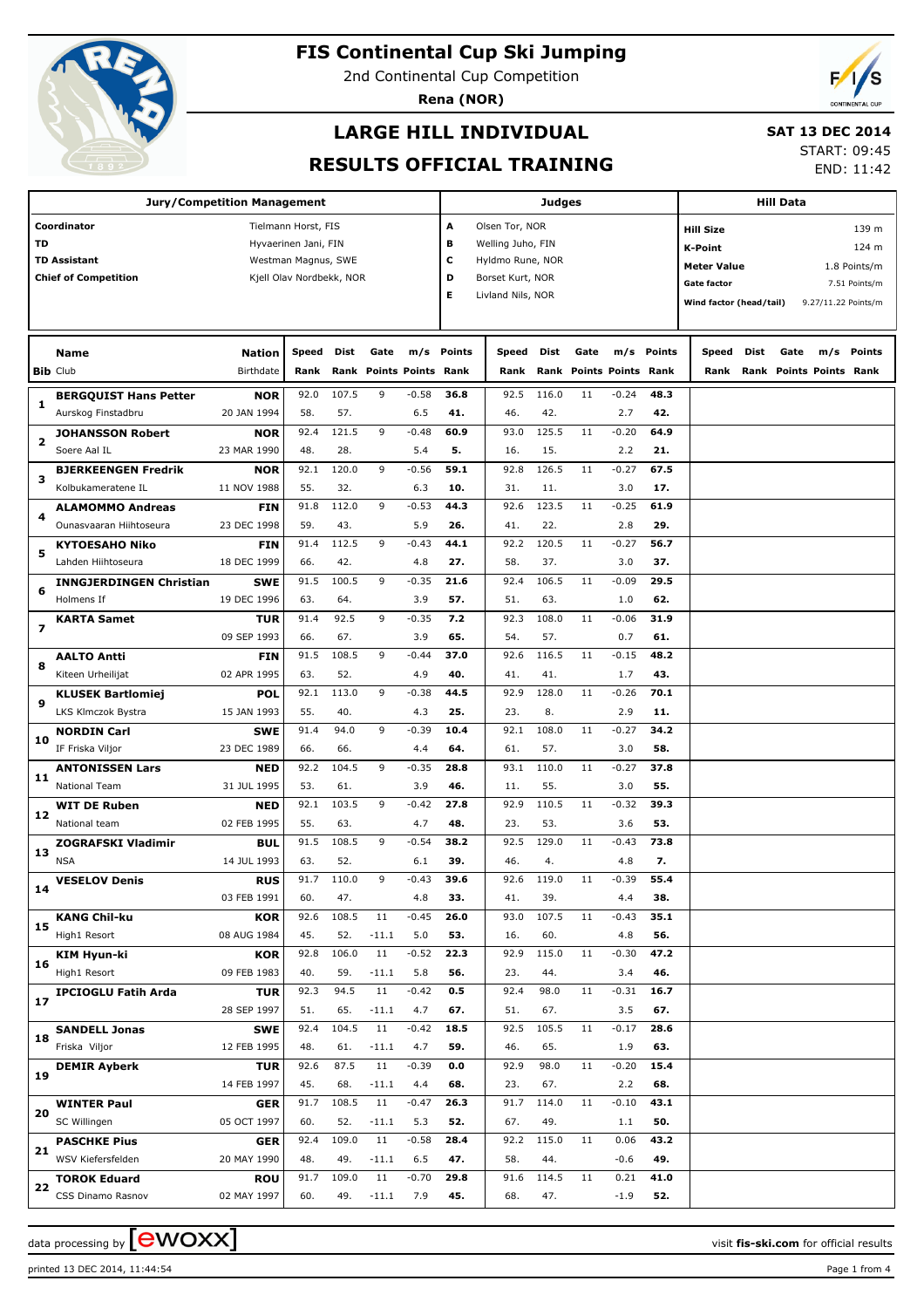# FIS Continental Cup Ski Jumping

2nd Continental Cup Competition

**Rena (NOR)**

## LARGE HILL INDIVIDUAL

## RESULTS OFFICIAL TRAINING

**SAT 13 DEC 2014**

START: 09:45

END: 11:42

| Jury/Competition Management | |
|---|---|
| **Coordinator** | Tielmann Horst, FIS |
| **TD** | Hyvaerinen Jani, FIN |
| **TD Assistant** | Westman Magnus, SWE |
| **Chief of Competition** | Kjell Olav Nordbekk, NOR |

| Judges | |
|---|---|
| **A** | Olsen Tor, NOR |
| **B** | Welling Juho, FIN |
| **C** | Hyldmo Rune, NOR |
| **D** | Borset Kurt, NOR |
| **E** | Livland Nils, NOR |

| Hill Data | |
|---|---|
| **Hill Size** | 139 m |
| **K-Point** | 124 m |
| **Meter Value** | 1.8 Points/m |
| **Gate factor** | 7.51 Points/m |
| **Wind factor (head/tail)** | 9.27/11.22 Points/m |

| Bib | Name / Club | Nation / Birthdate | Speed / Rank | Dist / Rank | Gate / Points | m/s / Points | Points / Rank | Speed / Rank | Dist / Rank | Gate / Points | m/s / Points | Points / Rank | Speed / Rank | Dist / Rank | Gate / Points | m/s / Points | Points / Rank |
|---|---|---|---|---|---|---|---|---|---|---|---|---|---|---|---|---|---|
| 1 | **BERGQUIST Hans Petter** | **NOR** | 92.0 | 107.5 | 9 | -0.58 | **36.8** | 92.5 | 116.0 | 11 | -0.24 | **48.3** | | | | | |
| | Aurskog Finstadbru | 20 JAN 1994 | 58. | 57. | | 6.5 | **41.** | 46. | 42. | | 2.7 | **42.** | | | | | |
| 2 | **JOHANSSON Robert** | **NOR** | 92.4 | 121.5 | 9 | -0.48 | **60.9** | 93.0 | 125.5 | 11 | -0.20 | **64.9** | | | | | |
| | Soere Aal IL | 23 MAR 1990 | 48. | 28. | | 5.4 | **5.** | 16. | 15. | | 2.2 | **21.** | | | | | |
| 3 | **BJERKEENGEN Fredrik** | **NOR** | 92.1 | 120.0 | 9 | -0.56 | **59.1** | 92.8 | 126.5 | 11 | -0.27 | **67.5** | | | | | |
| | Kolbukameratene IL | 11 NOV 1988 | 55. | 32. | | 6.3 | **10.** | 31. | 11. | | 3.0 | **17.** | | | | | |
| 4 | **ALAMOMMO Andreas** | **FIN** | 91.8 | 112.0 | 9 | -0.53 | **44.3** | 92.6 | 123.5 | 11 | -0.25 | **61.9** | | | | | |
| | Ounasvaaran Hiihtoseura | 23 DEC 1998 | 59. | 43. | | 5.9 | **26.** | 41. | 22. | | 2.8 | **29.** | | | | | |
| 5 | **KYTOESAHO Niko** | **FIN** | 91.4 | 112.5 | 9 | -0.43 | **44.1** | 92.2 | 120.5 | 11 | -0.27 | **56.7** | | | | | |
| | Lahden Hiihtoseura | 18 DEC 1999 | 66. | 42. | | 4.8 | **27.** | 58. | 37. | | 3.0 | **37.** | | | | | |
| 6 | **INNGJERDINGEN Christian** | **SWE** | 91.5 | 100.5 | 9 | -0.35 | **21.6** | 92.4 | 106.5 | 11 | -0.09 | **29.5** | | | | | |
| | Holmens If | 19 DEC 1996 | 63. | 64. | | 3.9 | **57.** | 51. | 63. | | 1.0 | **62.** | | | | | |
| 7 | **KARTA Samet** | **TUR** | 91.4 | 92.5 | 9 | -0.35 | **7.2** | 92.3 | 108.0 | 11 | -0.06 | **31.9** | | | | | |
| | | 09 SEP 1993 | 66. | 67. | | 3.9 | **65.** | 54. | 57. | | 0.7 | **61.** | | | | | |
| 8 | **AALTO Antti** | **FIN** | 91.5 | 108.5 | 9 | -0.44 | **37.0** | 92.6 | 116.5 | 11 | -0.15 | **48.2** | | | | | |
| | Kiteen Urheilijat | 02 APR 1995 | 63. | 52. | | 4.9 | **40.** | 41. | 41. | | 1.7 | **43.** | | | | | |
| 9 | **KLUSEK Bartlomiej** | **POL** | 92.1 | 113.0 | 9 | -0.38 | **44.5** | 92.9 | 128.0 | 11 | -0.26 | **70.1** | | | | | |
| | LKS Klmczok Bystra | 15 JAN 1993 | 55. | 40. | | 4.3 | **25.** | 23. | 8. | | 2.9 | **11.** | | | | | |
| 10 | **NORDIN Carl** | **SWE** | 91.4 | 94.0 | 9 | -0.39 | **10.4** | 92.1 | 108.0 | 11 | -0.27 | **34.2** | | | | | |
| | IF Friska Viljor | 23 DEC 1989 | 66. | 66. | | 4.4 | **64.** | 61. | 57. | | 3.0 | **58.** | | | | | |
| 11 | **ANTONISSEN Lars** | **NED** | 92.2 | 104.5 | 9 | -0.35 | **28.8** | 93.1 | 110.0 | 11 | -0.27 | **37.8** | | | | | |
| | National Team | 31 JUL 1995 | 53. | 61. | | 3.9 | **46.** | 11. | 55. | | 3.0 | **55.** | | | | | |
| 12 | **WIT DE Ruben** | **NED** | 92.1 | 103.5 | 9 | -0.42 | **27.8** | 92.9 | 110.5 | 11 | -0.32 | **39.3** | | | | | |
| | National team | 02 FEB 1995 | 55. | 63. | | 4.7 | **48.** | 23. | 53. | | 3.6 | **53.** | | | | | |
| 13 | **ZOGRAFSKI Vladimir** | **BUL** | 91.5 | 108.5 | 9 | -0.54 | **38.2** | 92.5 | 129.0 | 11 | -0.43 | **73.8** | | | | | |
| | NSA | 14 JUL 1993 | 63. | 52. | | 6.1 | **39.** | 46. | 4. | | 4.8 | **7.** | | | | | |
| 14 | **VESELOV Denis** | **RUS** | 91.7 | 110.0 | 9 | -0.43 | **39.6** | 92.6 | 119.0 | 11 | -0.39 | **55.4** | | | | | |
| | | 03 FEB 1991 | 60. | 47. | | 4.8 | **33.** | 41. | 39. | | 4.4 | **38.** | | | | | |
| 15 | **KANG Chil-ku** | **KOR** | 92.6 | 108.5 | 11 | -0.45 | **26.0** | 93.0 | 107.5 | 11 | -0.43 | **35.1** | | | | | |
| | High1 Resort | 08 AUG 1984 | 45. | 52. | -11.1 | 5.0 | **53.** | 16. | 60. | | 4.8 | **56.** | | | | | |
| 16 | **KIM Hyun-ki** | **KOR** | 92.8 | 106.0 | 11 | -0.52 | **22.3** | 92.9 | 115.0 | 11 | -0.30 | **47.2** | | | | | |
| | High1 Resort | 09 FEB 1983 | 40. | 59. | -11.1 | 5.8 | **56.** | 23. | 44. | | 3.4 | **46.** | | | | | |
| 17 | **IPCIOGLU Fatih Arda** | **TUR** | 92.3 | 94.5 | 11 | -0.42 | **0.5** | 92.4 | 98.0 | 11 | -0.31 | **16.7** | | | | | |
| | | 28 SEP 1997 | 51. | 65. | -11.1 | 4.7 | **67.** | 51. | 67. | | 3.5 | **67.** | | | | | |
| 18 | **SANDELL Jonas** | **SWE** | 92.4 | 104.5 | 11 | -0.42 | **18.5** | 92.5 | 105.5 | 11 | -0.17 | **28.6** | | | | | |
| | Friska Viljor | 12 FEB 1995 | 48. | 61. | -11.1 | 4.7 | **59.** | 46. | 65. | | 1.9 | **63.** | | | | | |
| 19 | **DEMIR Ayberk** | **TUR** | 92.6 | 87.5 | 11 | -0.39 | **0.0** | 92.9 | 98.0 | 11 | -0.20 | **15.4** | | | | | |
| | | 14 FEB 1997 | 45. | 68. | -11.1 | 4.4 | **68.** | 23. | 67. | | 2.2 | **68.** | | | | | |
| 20 | **WINTER Paul** | **GER** | 91.7 | 108.5 | 11 | -0.47 | **26.3** | 91.7 | 114.0 | 11 | -0.10 | **43.1** | | | | | |
| | SC Willingen | 05 OCT 1997 | 60. | 52. | -11.1 | 5.3 | **52.** | 67. | 49. | | 1.1 | **50.** | | | | | |
| 21 | **PASCHKE Pius** | **GER** | 92.4 | 109.0 | 11 | -0.58 | **28.4** | 92.2 | 115.0 | 11 | 0.06 | **43.2** | | | | | |
| | WSV Kiefersfelden | 20 MAY 1990 | 48. | 49. | -11.1 | 6.5 | **47.** | 58. | 44. | | -0.6 | **49.** | | | | | |
| 22 | **TOROK Eduard** | **ROU** | 91.7 | 109.0 | 11 | -0.70 | **29.8** | 91.6 | 114.5 | 11 | 0.21 | **41.0** | | | | | |
| | CSS Dinamo Rasnov | 02 MAY 1997 | 60. | 49. | -11.1 | 7.9 | **45.** | 68. | 47. | | -1.9 | **52.** | | | | | |

data processing by [ewoxx] visit **fis-ski.com** for official results

printed 13 DEC 2014, 11:44:54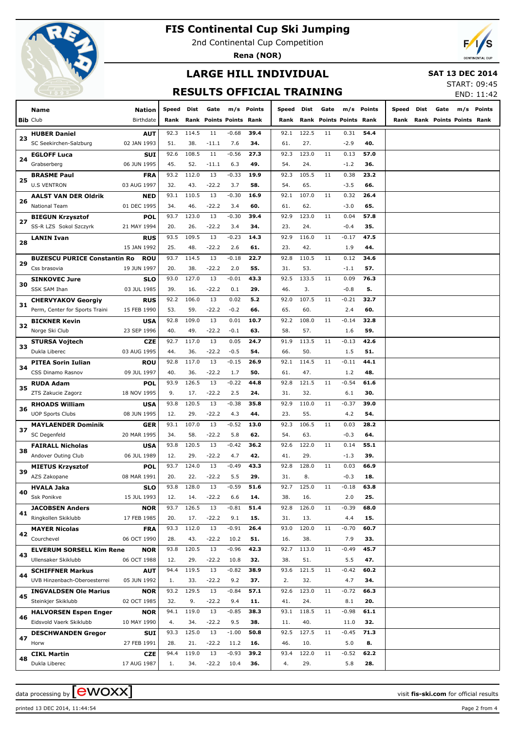# FIS Continental Cup Ski Jumping

2nd Continental Cup Competition

**Rena (NOR)**

## LARGE HILL INDIVIDUAL

**SAT 13 DEC 2014**

START: 09:45

END: 11:42

## RESULTS OFFICIAL TRAINING

| Bib | Name / Club | Nation / Birthdate | Speed / Rank | Dist / Rank | Gate / Points | m/s / Points | Points / Rank | Speed / Rank | Dist / Rank | Gate / Points | m/s / Points | Points / Rank | Speed / Rank | Dist / Rank | Gate / Points | m/s / Points | Points / Rank |
|---|---|---|---|---|---|---|---|---|---|---|---|---|---|---|---|---|---|
| 23 | **HUBER Daniel** | **AUT** | 92.3 | 114.5 | 11 | -0.68 | **39.4** | 92.1 | 122.5 | 11 | 0.31 | **54.4** | | | | | |
| | SC Seekirchen-Salzburg | 02 JAN 1993 | 51. | 38. | -11.1 | 7.6 | **34.** | 61. | 27. | | -2.9 | **40.** | | | | | |
| 24 | **EGLOFF Luca** | **SUI** | 92.6 | 108.5 | 11 | -0.56 | **27.3** | 92.3 | 123.0 | 11 | 0.13 | **57.0** | | | | | |
| | Grabserberg | 06 JUN 1995 | 45. | 52. | -11.1 | 6.3 | **49.** | 54. | 24. | | -1.2 | **36.** | | | | | |
| 25 | **BRASME Paul** | **FRA** | 93.2 | 112.0 | 13 | -0.33 | **19.9** | 92.3 | 105.5 | 11 | 0.38 | **23.2** | | | | | |
| | U.S VENTRON | 03 AUG 1997 | 32. | 43. | -22.2 | 3.7 | **58.** | 54. | 65. | | -3.5 | **66.** | | | | | |
| 26 | **AALST VAN DER Oldrik** | **NED** | 93.1 | 110.5 | 13 | -0.30 | **16.9** | 92.1 | 107.0 | 11 | 0.32 | **26.4** | | | | | |
| | National Team | 01 DEC 1995 | 34. | 46. | -22.2 | 3.4 | **60.** | 61. | 62. | | -3.0 | **65.** | | | | | |
| 27 | **BIEGUN Krzysztof** | **POL** | 93.7 | 123.0 | 13 | -0.30 | **39.4** | 92.9 | 123.0 | 11 | 0.04 | **57.8** | | | | | |
| | SS-R LZS Sokol Szczyrk | 21 MAY 1994 | 20. | 26. | -22.2 | 3.4 | **34.** | 23. | 24. | | -0.4 | **35.** | | | | | |
| 28 | **LANIN Ivan** | **RUS** | 93.5 | 109.5 | 13 | -0.23 | **14.3** | 92.9 | 116.0 | 11 | -0.17 | **47.5** | | | | | |
| | | 15 JAN 1992 | 25. | 48. | -22.2 | 2.6 | **61.** | 23. | 42. | | 1.9 | **44.** | | | | | |
| 29 | **BUZESCU PURICE Constantin Ro** | **ROU** | 93.7 | 114.5 | 13 | -0.18 | **22.7** | 92.8 | 110.5 | 11 | 0.12 | **34.6** | | | | | |
| | Css brasovia | 19 JUN 1997 | 20. | 38. | -22.2 | 2.0 | **55.** | 31. | 53. | | -1.1 | **57.** | | | | | |
| 30 | **SINKOVEC Jure** | **SLO** | 93.0 | 127.0 | 13 | -0.01 | **43.3** | 92.5 | 133.5 | 11 | 0.09 | **76.3** | | | | | |
| | SSK SAM Ihan | 03 JUL 1985 | 39. | 16. | -22.2 | 0.1 | **29.** | 46. | 3. | | -0.8 | **5.** | | | | | |
| 31 | **CHERVYAKOV Georgiy** | **RUS** | 92.2 | 106.0 | 13 | 0.02 | **5.2** | 92.0 | 107.5 | 11 | -0.21 | **32.7** | | | | | |
| | Perm, Center for Sports Traini | 15 FEB 1990 | 53. | 59. | -22.2 | -0.2 | **66.** | 65. | 60. | | 2.4 | **60.** | | | | | |
| 32 | **BICKNER Kevin** | **USA** | 92.8 | 109.0 | 13 | 0.01 | **10.7** | 92.2 | 108.0 | 11 | -0.14 | **32.8** | | | | | |
| | Norge Ski Club | 23 SEP 1996 | 40. | 49. | -22.2 | -0.1 | **63.** | 58. | 57. | | 1.6 | **59.** | | | | | |
| 33 | **STURSA Vojtech** | **CZE** | 92.7 | 117.0 | 13 | 0.05 | **24.7** | 91.9 | 113.5 | 11 | -0.13 | **42.6** | | | | | |
| | Dukla Liberec | 03 AUG 1995 | 44. | 36. | -22.2 | -0.5 | **54.** | 66. | 50. | | 1.5 | **51.** | | | | | |
| 34 | **PITEA Sorin Iulian** | **ROU** | 92.8 | 117.0 | 13 | -0.15 | **26.9** | 92.1 | 114.5 | 11 | -0.11 | **44.1** | | | | | |
| | CSS Dinamo Rasnov | 09 JUL 1997 | 40. | 36. | -22.2 | 1.7 | **50.** | 61. | 47. | | 1.2 | **48.** | | | | | |
| 35 | **RUDA Adam** | **POL** | 93.9 | 126.5 | 13 | -0.22 | **44.8** | 92.8 | 121.5 | 11 | -0.54 | **61.6** | | | | | |
| | ZTS Zakucie Zagorz | 18 NOV 1995 | 9. | 17. | -22.2 | 2.5 | **24.** | 31. | 32. | | 6.1 | **30.** | | | | | |
| 36 | **RHOADS William** | **USA** | 93.8 | 120.5 | 13 | -0.38 | **35.8** | 92.9 | 110.0 | 11 | -0.37 | **39.0** | | | | | |
| | UOP Sports Clubs | 08 JUN 1995 | 12. | 29. | -22.2 | 4.3 | **44.** | 23. | 55. | | 4.2 | **54.** | | | | | |
| 37 | **MAYLAENDER Dominik** | **GER** | 93.1 | 107.0 | 13 | -0.52 | **13.0** | 92.3 | 106.5 | 11 | 0.03 | **28.2** | | | | | |
| | SC Degenfeld | 20 MAR 1995 | 34. | 58. | -22.2 | 5.8 | **62.** | 54. | 63. | | -0.3 | **64.** | | | | | |
| 38 | **FAIRALL Nicholas** | **USA** | 93.8 | 120.5 | 13 | -0.42 | **36.2** | 92.6 | 122.0 | 11 | 0.14 | **55.1** | | | | | |
| | Andover Outing Club | 06 JUL 1989 | 12. | 29. | -22.2 | 4.7 | **42.** | 41. | 29. | | -1.3 | **39.** | | | | | |
| 39 | **MIETUS Krzysztof** | **POL** | 93.7 | 124.0 | 13 | -0.49 | **43.3** | 92.8 | 128.0 | 11 | 0.03 | **66.9** | | | | | |
| | AZS Zakopane | 08 MAR 1991 | 20. | 22. | -22.2 | 5.5 | **29.** | 31. | 8. | | -0.3 | **18.** | | | | | |
| 40 | **HVALA Jaka** | **SLO** | 93.8 | 128.0 | 13 | -0.59 | **51.6** | 92.7 | 125.0 | 11 | -0.18 | **63.8** | | | | | |
| | Ssk Ponikve | 15 JUL 1993 | 12. | 14. | -22.2 | 6.6 | **14.** | 38. | 16. | | 2.0 | **25.** | | | | | |
| 41 | **JACOBSEN Anders** | **NOR** | 93.7 | 126.5 | 13 | -0.81 | **51.4** | 92.8 | 126.0 | 11 | -0.39 | **68.0** | | | | | |
| | Ringkollen Skiklubb | 17 FEB 1985 | 20. | 17. | -22.2 | 9.1 | **15.** | 31. | 13. | | 4.4 | **15.** | | | | | |
| 42 | **MAYER Nicolas** | **FRA** | 93.3 | 112.0 | 13 | -0.91 | **26.4** | 93.0 | 120.0 | 11 | -0.70 | **60.7** | | | | | |
| | Courchevel | 06 OCT 1990 | 28. | 43. | -22.2 | 10.2 | **51.** | 16. | 38. | | 7.9 | **33.** | | | | | |
| 43 | **ELVERUM SORSELL Kim Rene** | **NOR** | 93.8 | 120.5 | 13 | -0.96 | **42.3** | 92.7 | 113.0 | 11 | -0.49 | **45.7** | | | | | |
| | Ullensaker Skiklubb | 06 OCT 1988 | 12. | 29. | -22.2 | 10.8 | **32.** | 38. | 51. | | 5.5 | **47.** | | | | | |
| 44 | **SCHIFFNER Markus** | **AUT** | 94.4 | 119.5 | 13 | -0.82 | **38.9** | 93.6 | 121.5 | 11 | -0.42 | **60.2** | | | | | |
| | UVB Hinzenbach-Oberoesterrei | 05 JUN 1992 | 1. | 33. | -22.2 | 9.2 | **37.** | 2. | 32. | | 4.7 | **34.** | | | | | |
| 45 | **INGVALDSEN Ole Marius** | **NOR** | 93.2 | 129.5 | 13 | -0.84 | **57.1** | 92.6 | 123.0 | 11 | -0.72 | **66.3** | | | | | |
| | Steinkjer Skiklubb | 02 OCT 1985 | 32. | 9. | -22.2 | 9.4 | **11.** | 41. | 24. | | 8.1 | **20.** | | | | | |
| 46 | **HALVORSEN Espen Enger** | **NOR** | 94.1 | 119.0 | 13 | -0.85 | **38.3** | 93.1 | 118.5 | 11 | -0.98 | **61.1** | | | | | |
| | Eidsvold Vaerk Skiklubb | 10 MAY 1990 | 4. | 34. | -22.2 | 9.5 | **38.** | 11. | 40. | | 11.0 | **32.** | | | | | |
| 47 | **DESCHWANDEN Gregor** | **SUI** | 93.3 | 125.0 | 13 | -1.00 | **50.8** | 92.5 | 127.5 | 11 | -0.45 | **71.3** | | | | | |
| | Horw | 27 FEB 1991 | 28. | 21. | -22.2 | 11.2 | **16.** | 46. | 10. | | 5.0 | **8.** | | | | | |
| 48 | **CIKL Martin** | **CZE** | 94.4 | 119.0 | 13 | -0.93 | **39.2** | 93.4 | 122.0 | 11 | -0.52 | **62.2** | | | | | |
| | Dukla Liberec | 17 AUG 1987 | 1. | 34. | -22.2 | 10.4 | **36.** | 4. | 29. | | 5.8 | **28.** | | | | | |

data processing by ewoxx — visit **fis-ski.com** for official results

printed 13 DEC 2014, 11:44:54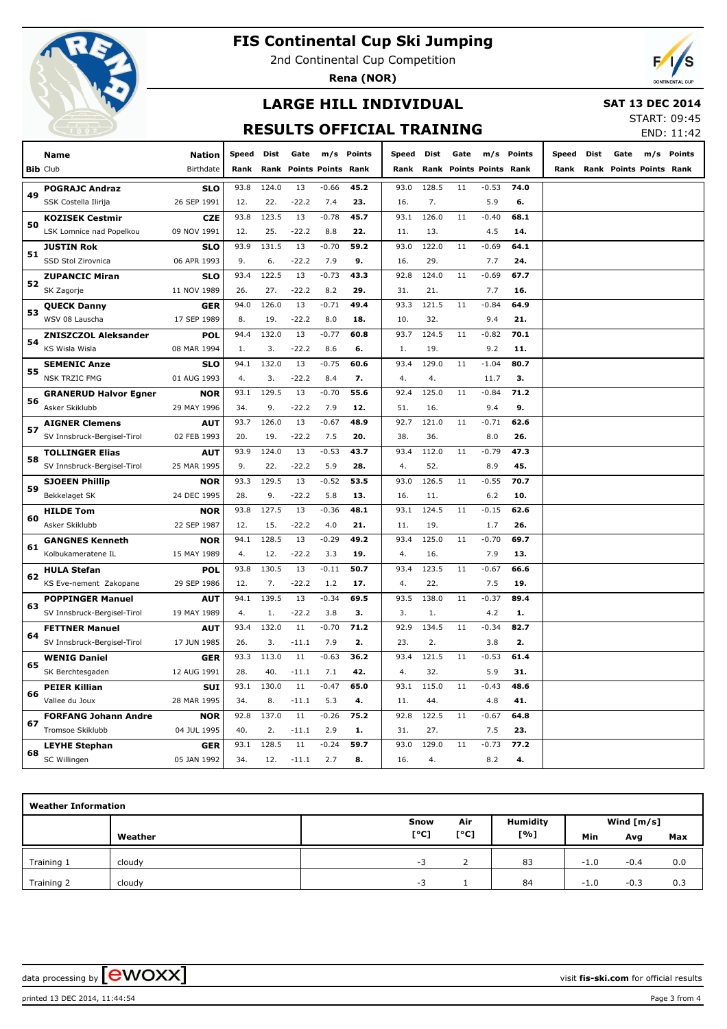# FIS Continental Cup Ski Jumping

2nd Continental Cup Competition

**Rena (NOR)**

## LARGE HILL INDIVIDUAL

**SAT 13 DEC 2014**

START: 09:45
END: 11:42

## RESULTS OFFICIAL TRAINING

| Bib | Name / Club | Nation / Birthdate | Speed / Rank | Dist / Rank | Gate / Points | m/s / Points | Points / Rank | Speed / Rank | Dist / Rank | Gate / Points | m/s / Points | Points / Rank | Speed / Rank | Dist / Rank | Gate / Points | m/s / Points | Points / Rank |
|---|---|---|---|---|---|---|---|---|---|---|---|---|---|---|---|---|---|
| 49 | **POGRAJC Andraz** | **SLO** | 93.8 | 124.0 | 13 | -0.66 | **45.2** | 93.0 | 128.5 | 11 | -0.53 | **74.0** | | | | | |
| | SSK Costella Ilirija | 26 SEP 1991 | 12. | 22. | -22.2 | 7.4 | **23.** | 16. | 7. | | 5.9 | **6.** | | | | | |
| 50 | **KOZISEK Cestmir** | **CZE** | 93.8 | 123.5 | 13 | -0.78 | **45.7** | 93.1 | 126.0 | 11 | -0.40 | **68.1** | | | | | |
| | LSK Lomnice nad Popelkou | 09 NOV 1991 | 12. | 25. | -22.2 | 8.8 | **22.** | 11. | 13. | | 4.5 | **14.** | | | | | |
| 51 | **JUSTIN Rok** | **SLO** | 93.9 | 131.5 | 13 | -0.70 | **59.2** | 93.0 | 122.0 | 11 | -0.69 | **64.1** | | | | | |
| | SSD Stol Zirovnica | 06 APR 1993 | 9. | 6. | -22.2 | 7.9 | **9.** | 16. | 29. | | 7.7 | **24.** | | | | | |
| 52 | **ZUPANCIC Miran** | **SLO** | 93.4 | 122.5 | 13 | -0.73 | **43.3** | 92.8 | 124.0 | 11 | -0.69 | **67.7** | | | | | |
| | SK Zagorje | 11 NOV 1989 | 26. | 27. | -22.2 | 8.2 | **29.** | 31. | 21. | | 7.7 | **16.** | | | | | |
| 53 | **QUECK Danny** | **GER** | 94.0 | 126.0 | 13 | -0.71 | **49.4** | 93.3 | 121.5 | 11 | -0.84 | **64.9** | | | | | |
| | WSV 08 Lauscha | 17 SEP 1989 | 8. | 19. | -22.2 | 8.0 | **18.** | 10. | 32. | | 9.4 | **21.** | | | | | |
| 54 | **ZNISZCZOL Aleksander** | **POL** | 94.4 | 132.0 | 13 | -0.77 | **60.8** | 93.7 | 124.5 | 11 | -0.82 | **70.1** | | | | | |
| | KS Wisla Wisla | 08 MAR 1994 | 1. | 3. | -22.2 | 8.6 | **6.** | 1. | 19. | | 9.2 | **11.** | | | | | |
| 55 | **SEMENIC Anze** | **SLO** | 94.1 | 132.0 | 13 | -0.75 | **60.6** | 93.4 | 129.0 | 11 | -1.04 | **80.7** | | | | | |
| | NSK TRZIC FMG | 01 AUG 1993 | 4. | 3. | -22.2 | 8.4 | **7.** | 4. | 4. | | 11.7 | **3.** | | | | | |
| 56 | **GRANERUD Halvor Egner** | **NOR** | 93.1 | 129.5 | 13 | -0.70 | **55.6** | 92.4 | 125.0 | 11 | -0.84 | **71.2** | | | | | |
| | Asker Skiklubb | 29 MAY 1996 | 34. | 9. | -22.2 | 7.9 | **12.** | 51. | 16. | | 9.4 | **9.** | | | | | |
| 57 | **AIGNER Clemens** | **AUT** | 93.7 | 126.0 | 13 | -0.67 | **48.9** | 92.7 | 121.0 | 11 | -0.71 | **62.6** | | | | | |
| | SV Innsbruck-Bergisel-Tirol | 02 FEB 1993 | 20. | 19. | -22.2 | 7.5 | **20.** | 38. | 36. | | 8.0 | **26.** | | | | | |
| 58 | **TOLLINGER Elias** | **AUT** | 93.9 | 124.0 | 13 | -0.53 | **43.7** | 93.4 | 112.0 | 11 | -0.79 | **47.3** | | | | | |
| | SV Innsbruck-Bergisel-Tirol | 25 MAR 1995 | 9. | 22. | -22.2 | 5.9 | **28.** | 4. | 52. | | 8.9 | **45.** | | | | | |
| 59 | **SJOEEN Phillip** | **NOR** | 93.3 | 129.5 | 13 | -0.52 | **53.5** | 93.0 | 126.5 | 11 | -0.55 | **70.7** | | | | | |
| | Bekkelaget SK | 24 DEC 1995 | 28. | 9. | -22.2 | 5.8 | **13.** | 16. | 11. | | 6.2 | **10.** | | | | | |
| 60 | **HILDE Tom** | **NOR** | 93.8 | 127.5 | 13 | -0.36 | **48.1** | 93.1 | 124.5 | 11 | -0.15 | **62.6** | | | | | |
| | Asker Skiklubb | 22 SEP 1987 | 12. | 15. | -22.2 | 4.0 | **21.** | 11. | 19. | | 1.7 | **26.** | | | | | |
| 61 | **GANGNES Kenneth** | **NOR** | 94.1 | 128.5 | 13 | -0.29 | **49.2** | 93.4 | 125.0 | 11 | -0.70 | **69.7** | | | | | |
| | Kolbukameratene IL | 15 MAY 1989 | 4. | 12. | -22.2 | 3.3 | **19.** | 4. | 16. | | 7.9 | **13.** | | | | | |
| 62 | **HULA Stefan** | **POL** | 93.8 | 130.5 | 13 | -0.11 | **50.7** | 93.4 | 123.5 | 11 | -0.67 | **66.6** | | | | | |
| | KS Eve-nement Zakopane | 29 SEP 1986 | 12. | 7. | -22.2 | 1.2 | **17.** | 4. | 22. | | 7.5 | **19.** | | | | | |
| 63 | **POPPINGER Manuel** | **AUT** | 94.1 | 139.5 | 13 | -0.34 | **69.5** | 93.5 | 138.0 | 11 | -0.37 | **89.4** | | | | | |
| | SV Innsbruck-Bergisel-Tirol | 19 MAY 1989 | 4. | 1. | -22.2 | 3.8 | **3.** | 3. | 1. | | 4.2 | **1.** | | | | | |
| 64 | **FETTNER Manuel** | **AUT** | 93.4 | 132.0 | 11 | -0.70 | **71.2** | 92.9 | 134.5 | 11 | -0.34 | **82.7** | | | | | |
| | SV Innsbruck-Bergisel-Tirol | 17 JUN 1985 | 26. | 3. | -11.1 | 7.9 | **2.** | 23. | 2. | | 3.8 | **2.** | | | | | |
| 65 | **WENIG Daniel** | **GER** | 93.3 | 113.0 | 11 | -0.63 | **36.2** | 93.4 | 121.5 | 11 | -0.53 | **61.4** | | | | | |
| | SK Berchtesgaden | 12 AUG 1991 | 28. | 40. | -11.1 | 7.1 | **42.** | 4. | 32. | | 5.9 | **31.** | | | | | |
| 66 | **PEIER Killian** | **SUI** | 93.1 | 130.0 | 11 | -0.47 | **65.0** | 93.1 | 115.0 | 11 | -0.43 | **48.6** | | | | | |
| | Vallee du Joux | 28 MAR 1995 | 34. | 8. | -11.1 | 5.3 | **4.** | 11. | 44. | | 4.8 | **41.** | | | | | |
| 67 | **FORFANG Johann Andre** | **NOR** | 92.8 | 137.0 | 11 | -0.26 | **75.2** | 92.8 | 122.5 | 11 | -0.67 | **64.8** | | | | | |
| | Tromsoe Skiklubb | 04 JUL 1995 | 40. | 2. | -11.1 | 2.9 | **1.** | 31. | 27. | | 7.5 | **23.** | | | | | |
| 68 | **LEYHE Stephan** | **GER** | 93.1 | 128.5 | 11 | -0.24 | **59.7** | 93.0 | 129.0 | 11 | -0.73 | **77.2** | | | | | |
| | SC Willingen | 05 JAN 1992 | 34. | 12. | -11.1 | 2.7 | **8.** | 16. | 4. | | 8.2 | **4.** | | | | | |

**Weather Information**

| | Weather | Snow [°C] | Air [°C] | Humidity [%] | Wind [m/s] Min | Avg | Max |
|---|---|---|---|---|---|---|---|
| Training 1 | cloudy | -3 | 2 | 83 | -1.0 | -0.4 | 0.0 |
| Training 2 | cloudy | -3 | 1 | 84 | -1.0 | -0.3 | 0.3 |

data processing by ewoxx — visit **fis-ski.com** for official results

printed 13 DEC 2014, 11:44:54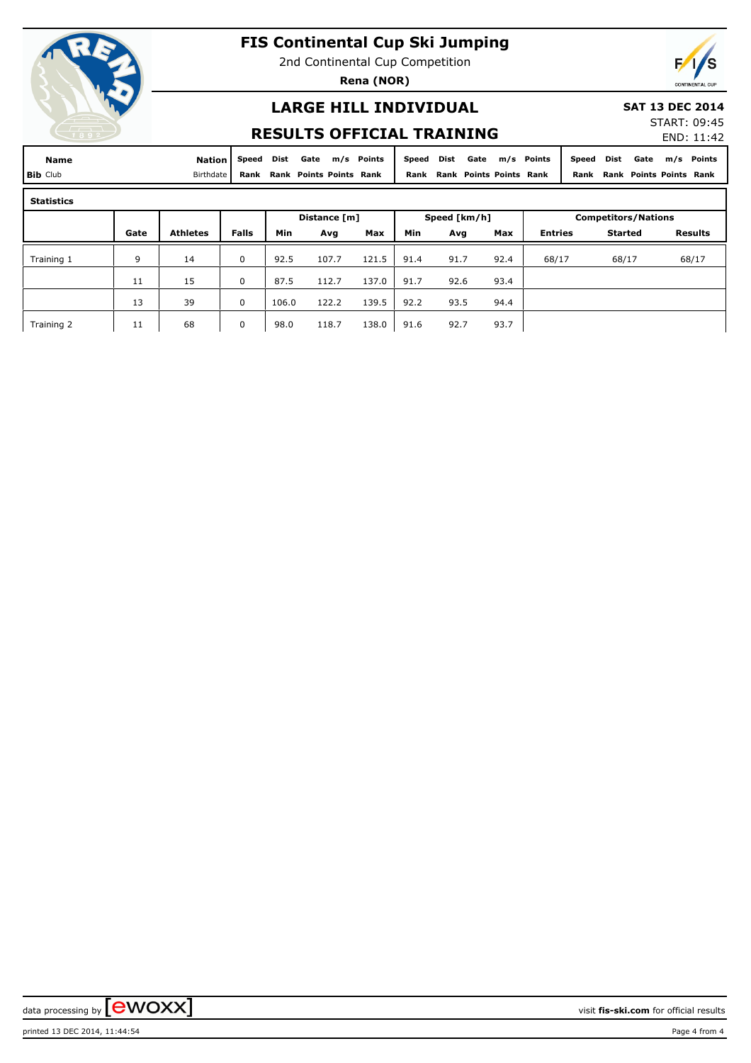# FIS Continental Cup Ski Jumping

2nd Continental Cup Competition

**Rena (NOR)**

## LARGE HILL INDIVIDUAL

## RESULTS OFFICIAL TRAINING

**SAT 13 DEC 2014**

START: 09:45

END: 11:42

| Name | Nation | Speed | Dist | Gate | m/s | Points | Speed | Dist | Gate | m/s | Points | Speed | Dist | Gate | m/s | Points |
|---|---|---|---|---|---|---|---|---|---|---|---|---|---|---|---|---|
| Bib Club | Birthdate | Rank | Rank | Points | Points | Rank | Rank | Rank | Points | Points | Rank | Rank | Rank | Points | Points | Rank |

**Statistics**

| | | | | Distance [m] | | | Speed [km/h] | | | Competitors/Nations | | |
|---|---|---|---|---|---|---|---|---|---|---|---|---|
| | Gate | Athletes | Falls | Min | Avg | Max | Min | Avg | Max | Entries | Started | Results |
| Training 1 | 9 | 14 | 0 | 92.5 | 107.7 | 121.5 | 91.4 | 91.7 | 92.4 | 68/17 | 68/17 | 68/17 |
| | 11 | 15 | 0 | 87.5 | 112.7 | 137.0 | 91.7 | 92.6 | 93.4 | | | |
| | 13 | 39 | 0 | 106.0 | 122.2 | 139.5 | 92.2 | 93.5 | 94.4 | | | |
| Training 2 | 11 | 68 | 0 | 98.0 | 118.7 | 138.0 | 91.6 | 92.7 | 93.7 | | | |

data processing by [ewoxx]

visit **fis-ski.com** for official results

printed 13 DEC 2014, 11:44:54